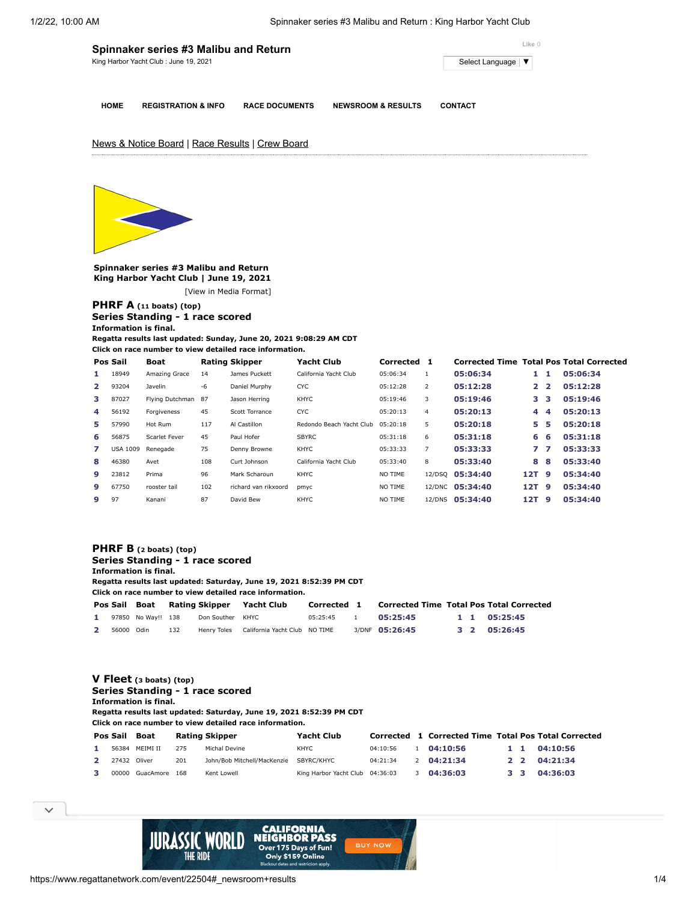# Spinnaker series #3 Malibu and Return

King Harbor Yacht Club : June 19, 2021

Like 0

Select Language ▼

HOME | REGISTRATION & INFO | RACE DOCUMENTS | NEWSROOM & RESULTS | CONTACT

News & Notice Board | Race Results | Crew Board

**Spinnaker series #3 Malibu and Return**
**King Harbor Yacht Club | June 19, 2021**

[View in Media Format]

## PHRF A (11 boats) (top)

**Series Standing - 1 race scored**
**Information is final.**
**Regatta results last updated: Sunday, June 20, 2021 9:08:29 AM CDT**
**Click on race number to view detailed race information.**

| Pos | Sail | Boat | Rating | Skipper | Yacht Club | Corrected | 1 | Corrected Time | Total | Pos | Total Corrected |
|---|---|---|---|---|---|---|---|---|---|---|---|
| 1 | 18949 | Amazing Grace | 14 | James Puckett | California Yacht Club | 05:06:34 | 1 | 05:06:34 | 1 | 1 | 05:06:34 |
| 2 | 93204 | Javelin | -6 | Daniel Murphy | CYC | 05:12:28 | 2 | 05:12:28 | 2 | 2 | 05:12:28 |
| 3 | 87027 | Flying Dutchman | 87 | Jason Herring | KHYC | 05:19:46 | 3 | 05:19:46 | 3 | 3 | 05:19:46 |
| 4 | 56192 | Forgiveness | 45 | Scott Torrance | CYC | 05:20:13 | 4 | 05:20:13 | 4 | 4 | 05:20:13 |
| 5 | 57990 | Hot Rum | 117 | Al Castillon | Redondo Beach Yacht Club | 05:20:18 | 5 | 05:20:18 | 5 | 5 | 05:20:18 |
| 6 | 56875 | Scarlet Fever | 45 | Paul Hofer | SBYRC | 05:31:18 | 6 | 05:31:18 | 6 | 6 | 05:31:18 |
| 7 | USA 1009 | Renegade | 75 | Denny Browne | KHYC | 05:33:33 | 7 | 05:33:33 | 7 | 7 | 05:33:33 |
| 8 | 46380 | Avet | 108 | Curt Johnson | California Yacht Club | 05:33:40 | 8 | 05:33:40 | 8 | 8 | 05:33:40 |
| 9 | 23812 | Prima | 96 | Mark Scharoun | KHYC | NO TIME | 12/DSQ | 05:34:40 | 12T | 9 | 05:34:40 |
| 9 | 67750 | rooster tail | 102 | richard van rikxoord | pmyc | NO TIME | 12/DNC | 05:34:40 | 12T | 9 | 05:34:40 |
| 9 | 97 | Kanani | 87 | David Bew | KHYC | NO TIME | 12/DNS | 05:34:40 | 12T | 9 | 05:34:40 |

## PHRF B (2 boats) (top)

**Series Standing - 1 race scored**
**Information is final.**
**Regatta results last updated: Saturday, June 19, 2021 8:52:39 PM CDT**
**Click on race number to view detailed race information.**

| Pos | Sail | Boat | Rating | Skipper | Yacht Club | Corrected | 1 | Corrected Time | Total | Pos | Total Corrected |
|---|---|---|---|---|---|---|---|---|---|---|---|
| 1 | 97850 | No Way!! | 138 | Don Souther | KHYC | 05:25:45 | 1 | 05:25:45 | 1 | 1 | 05:25:45 |
| 2 | 56000 | Odin | 132 | Henry Toles | California Yacht Club | NO TIME | 3/DNF | 05:26:45 | 3 | 2 | 05:26:45 |

## V Fleet (3 boats) (top)

**Series Standing - 1 race scored**
**Information is final.**
**Regatta results last updated: Saturday, June 19, 2021 8:52:39 PM CDT**
**Click on race number to view detailed race information.**

| Pos | Sail | Boat | Rating | Skipper | Yacht Club | Corrected | 1 | Corrected Time | Total | Pos | Total Corrected |
|---|---|---|---|---|---|---|---|---|---|---|---|
| 1 | 56384 | MEIMI II | 275 | Michal Devine | KHYC | 04:10:56 | 1 | 04:10:56 | 1 | 1 | 04:10:56 |
| 2 | 27432 | Oliver | 201 | John/Bob Mitchell/MacKenzie | SBYRC/KHYC | 04:21:34 | 2 | 04:21:34 | 2 | 2 | 04:21:34 |
| 3 | 00000 | GuacAmore | 168 | Kent Lowell | King Harbor Yacht Club | 04:36:03 | 3 | 04:36:03 | 3 | 3 | 04:36:03 |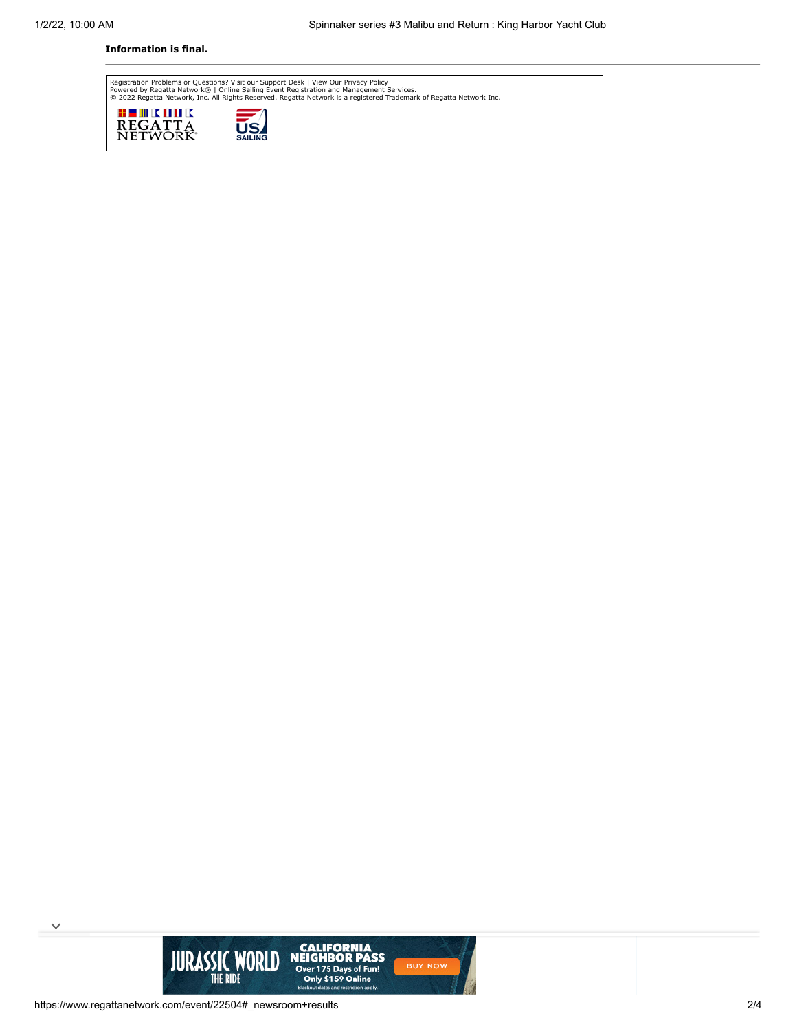**Information is final.**

---

Registration Problems or Questions? Visit our Support Desk | View Our Privacy Policy
Powered by Regatta Network® | Online Sailing Event Registration and Management Services.
© 2022 Regatta Network, Inc. All Rights Reserved. Regatta Network is a registered Trademark of Regatta Network Inc.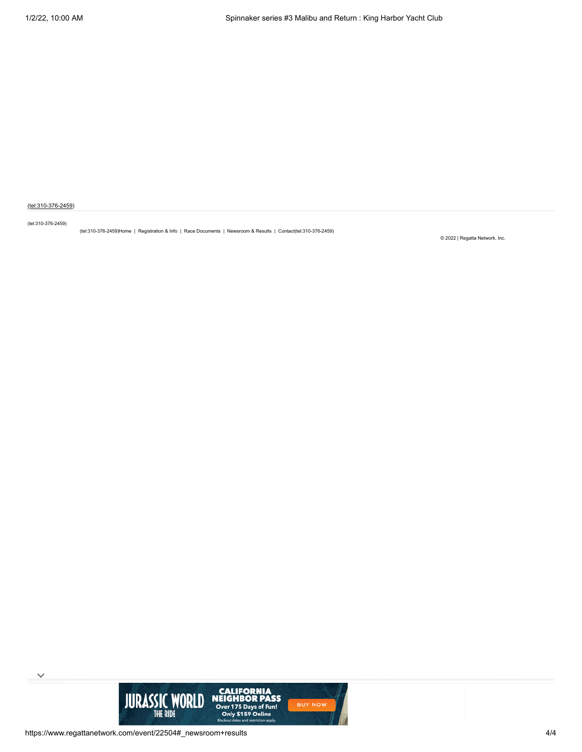(tel:310-376-2459)

(tel:310-376-2459)

(tel:310-376-2459)Home | Registration & Info | Race Documents | Newsroom & Results | Contact(tel:310-376-2459)

© 2022 | Regatta Network, Inc.